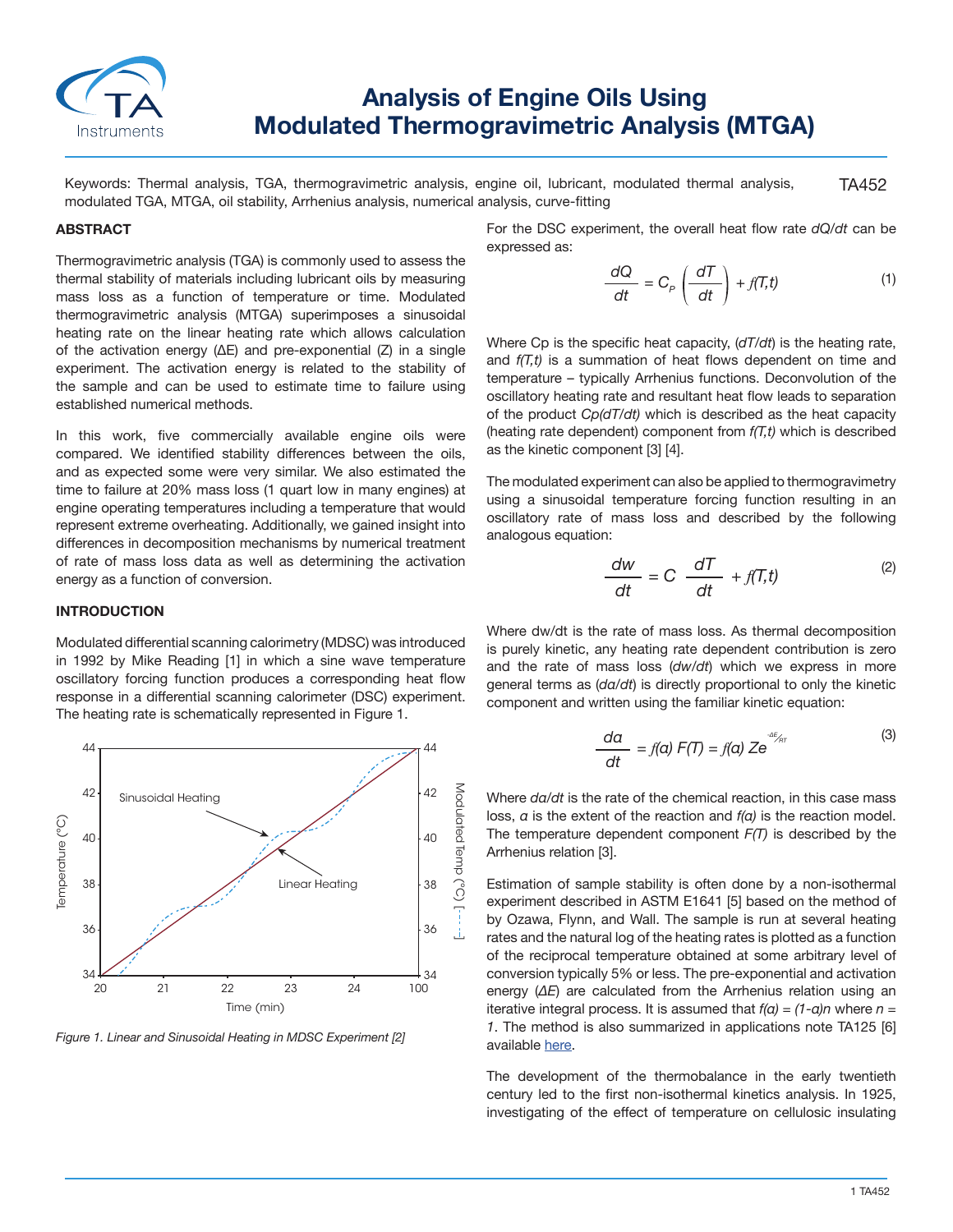# Analysis of Engine Oils Using Modulated Thermogravimetric Analysis (MTGA)

Keywords: Thermal analysis, TGA, thermogravimetric analysis, engine oil, lubricant, modulated thermal analysis, modulated TGA, MTGA, oil stability, Arrhenius analysis, numerical analysis, curve-fitting

TA452

## ABSTRACT

Thermogravimetric analysis (TGA) is commonly used to assess the thermal stability of materials including lubricant oils by measuring mass loss as a function of temperature or time. Modulated thermogravimetric analysis (MTGA) superimposes a sinusoidal heating rate on the linear heating rate which allows calculation of the activation energy (ΔE) and pre-exponential (Z) in a single experiment. The activation energy is related to the stability of the sample and can be used to estimate time to failure using established numerical methods.

In this work, five commercially available engine oils were compared. We identified stability differences between the oils, and as expected some were very similar. We also estimated the time to failure at 20% mass loss (1 quart low in many engines) at engine operating temperatures including a temperature that would represent extreme overheating. Additionally, we gained insight into differences in decomposition mechanisms by numerical treatment of rate of mass loss data as well as determining the activation energy as a function of conversion.

## INTRODUCTION

Modulated differential scanning calorimetry (MDSC) was introduced in 1992 by Mike Reading [1] in which a sine wave temperature oscillatory forcing function produces a corresponding heat flow response in a differential scanning calorimeter (DSC) experiment. The heating rate is schematically represented in Figure 1.

*Figure 1. Linear and Sinusoidal Heating in MDSC Experiment [2]*

For the DSC experiment, the overall heat flow rate $dQ/dt$ can be expressed as:

$$\frac{dQ}{dt} = C_P\left(\frac{dT}{dt}\right) + f(T,t) \quad (1)$$

Where Cp is the specific heat capacity, ($dT/dt$) is the heating rate, and $f(T,t)$ is a summation of heat flows dependent on time and temperature – typically Arrhenius functions. Deconvolution of the oscillatory heating rate and resultant heat flow leads to separation of the product $Cp(dT/dt)$ which is described as the heat capacity (heating rate dependent) component from $f(T,t)$ which is described as the kinetic component [3] [4].

The modulated experiment can also be applied to thermogravimetry using a sinusoidal temperature forcing function resulting in an oscillatory rate of mass loss and described by the following analogous equation:

$$\frac{dw}{dt} = C\ \frac{dT}{dt} + f(T,t) \quad (2)$$

Where dw/dt is the rate of mass loss. As thermal decomposition is purely kinetic, any heating rate dependent contribution is zero and the rate of mass loss ($dw/dt$) which we express in more general terms as ($d\alpha/dt$) is directly proportional to only the kinetic component and written using the familiar kinetic equation:

$$\frac{d\alpha}{dt} = f(\alpha)\ F(T) = f(\alpha)\ Ze^{-\Delta E/_{RT}} \quad (3)$$

Where $d\alpha/dt$ is the rate of the chemical reaction, in this case mass loss, $\alpha$ is the extent of the reaction and $f(\alpha)$ is the reaction model. The temperature dependent component $F(T)$ is described by the Arrhenius relation [3].

Estimation of sample stability is often done by a non-isothermal experiment described in ASTM E1641 [5] based on the method of by Ozawa, Flynn, and Wall. The sample is run at several heating rates and the natural log of the heating rates is plotted as a function of the reciprocal temperature obtained at some arbitrary level of conversion typically 5% or less. The pre-exponential and activation energy (*ΔE*) are calculated from the Arrhenius relation using an iterative integral process. It is assumed that $f(\alpha) = (1-\alpha)n$ where $n = 1$. The method is also summarized in applications note TA125 [6] available here.

The development of the thermobalance in the early twentieth century led to the first non-isothermal kinetics analysis. In 1925, investigating of the effect of temperature on cellulosic insulating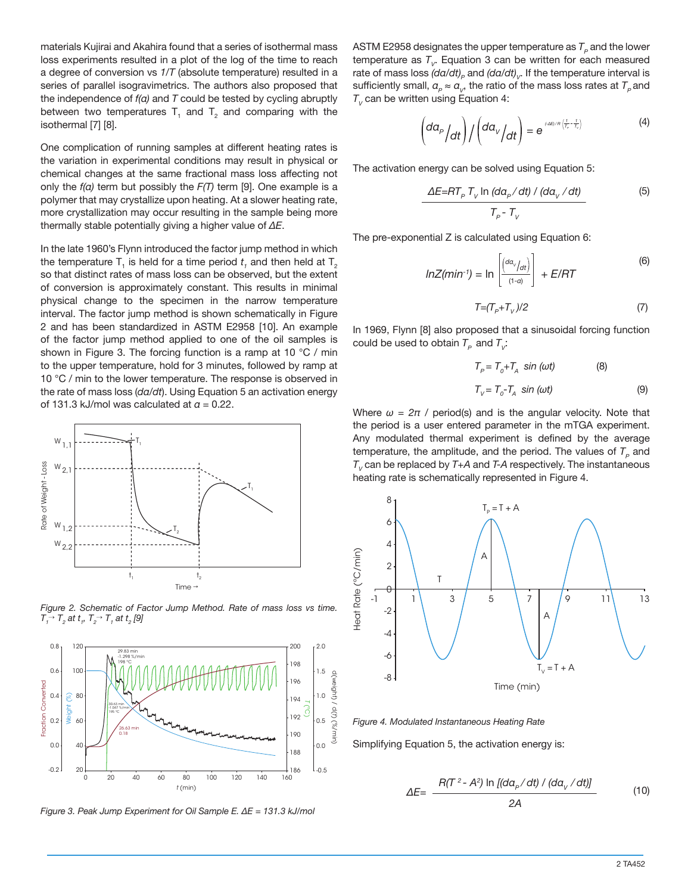materials Kujirai and Akahira found that a series of isothermal mass loss experiments resulted in a plot of the log of the time to reach a degree of conversion vs *1/T* (absolute temperature) resulted in a series of parallel isogravimetrics. The authors also proposed that the independence of *f(α)* and *T* could be tested by cycling abruptly between two temperatures $T_1$ and $T_2$ and comparing with the isothermal [7] [8].

One complication of running samples at different heating rates is the variation in experimental conditions may result in physical or chemical changes at the same fractional mass loss affecting not only the *f(α)* term but possibly the *F(T)* term [9]. One example is a polymer that may crystallize upon heating. At a slower heating rate, more crystallization may occur resulting in the sample being more thermally stable potentially giving a higher value of *ΔE*.

In the late 1960's Flynn introduced the factor jump method in which the temperature $T_1$ is held for a time period $t_1$ and then held at $T_2$ so that distinct rates of mass loss can be observed, but the extent of conversion is approximately constant. This results in minimal physical change to the specimen in the narrow temperature interval. The factor jump method is shown schematically in Figure 2 and has been standardized in ASTM E2958 [10]. An example of the factor jump method applied to one of the oil samples is shown in Figure 3. The forcing function is a ramp at 10 °C / min to the upper temperature, hold for 3 minutes, followed by ramp at 10 °C / min to the lower temperature. The response is observed in the rate of mass loss (*dα/dt*). Using Equation 5 an activation energy of 131.3 kJ/mol was calculated at *α* = 0.22.

*Figure 2. Schematic of Factor Jump Method. Rate of mass loss vs time. $T_1 \rightarrow T_2$ at $t_1$, $T_2 \rightarrow T_1$ at $t_2$ [9]*

*Figure 3. Peak Jump Experiment for Oil Sample E. ΔE = 131.3 kJ/mol*

ASTM E2958 designates the upper temperature as $T_P$ and the lower temperature as $T_V$. Equation 3 can be written for each measured rate of mass loss $(d\alpha/dt)_P$ and $(d\alpha/dt)_V$. If the temperature interval is sufficiently small, $\alpha_P \approx \alpha_V$, the ratio of the mass loss rates at $T_P$ and $T_V$ can be written using Equation 4:

$$\left(d\alpha_P/dt\right) / \left(d\alpha_V/dt\right) = e^{(-\Delta E)/R\left(\frac{1}{T_P}-\frac{1}{T_V}\right)} \tag{4}$$

The activation energy can be solved using Equation 5:

$$\Delta E = \frac{R T_P T_V \ln (d\alpha_P/dt) / (d\alpha_V/dt)}{T_P - T_V} \tag{5}$$

The pre-exponential Z is calculated using Equation 6:

$$\ln Z(min^{-1}) = \ln\left[\frac{\left(d\alpha_V/dt\right)}{(1-\alpha)}\right] + E/RT \tag{6}$$

$$T = (T_P + T_V)/2 \tag{7}$$

In 1969, Flynn [8] also proposed that a sinusoidal forcing function could be used to obtain $T_P$ and $T_V$:

$$T_P = T_0 + T_A \sin(\omega t) \tag{8}$$

$$T_V = T_0 - T_A \sin(\omega t) \tag{9}$$

Where $\omega = 2\pi$ / period(s) and is the angular velocity. Note that the period is a user entered parameter in the mTGA experiment. Any modulated thermal experiment is defined by the average temperature, the amplitude, and the period. The values of $T_P$ and $T_V$ can be replaced by *T+A* and *T-A* respectively. The instantaneous heating rate is schematically represented in Figure 4.

*Figure 4. Modulated Instantaneous Heating Rate*

Simplifying Equation 5, the activation energy is:

$$\Delta E = \frac{R(T^2 - A^2) \ln [(d\alpha_P/dt) / (d\alpha_V/dt)]}{2A} \tag{10}$$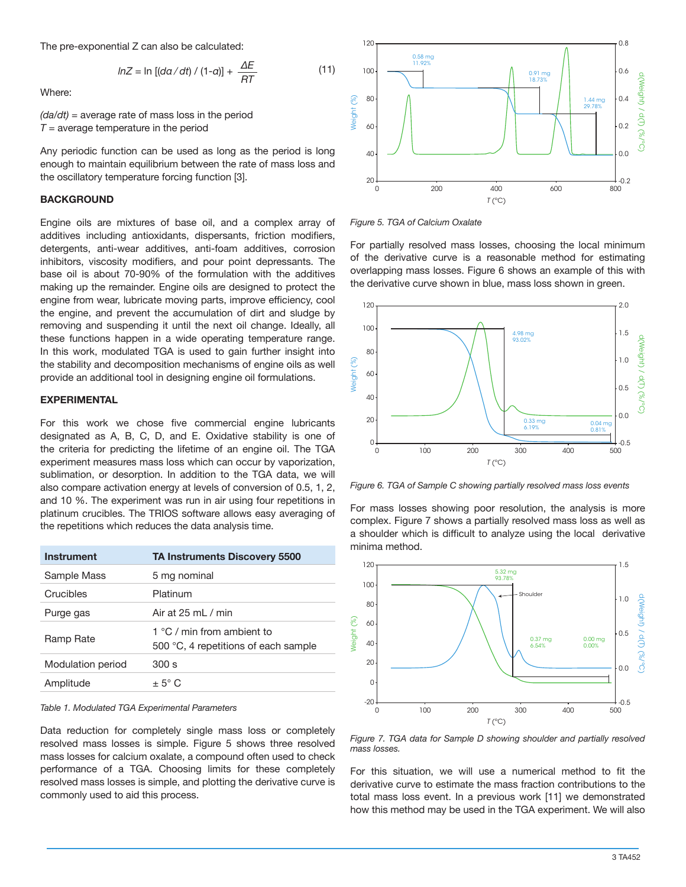The pre-exponential Z can also be calculated:

$$lnZ = \ln [(d\alpha / dt) / (1\text{-}\alpha)] + \frac{\Delta E}{RT} \qquad (11)$$

Where:

$(d\alpha/dt)$ = average rate of mass loss in the period
$T$ = average temperature in the period

Any periodic function can be used as long as the period is long enough to maintain equilibrium between the rate of mass loss and the oscillatory temperature forcing function [3].

## BACKGROUND

Engine oils are mixtures of base oil, and a complex array of additives including antioxidants, dispersants, friction modifiers, detergents, anti-wear additives, anti-foam additives, corrosion inhibitors, viscosity modifiers, and pour point depressants. The base oil is about 70-90% of the formulation with the additives making up the remainder. Engine oils are designed to protect the engine from wear, lubricate moving parts, improve efficiency, cool the engine, and prevent the accumulation of dirt and sludge by removing and suspending it until the next oil change. Ideally, all these functions happen in a wide operating temperature range. In this work, modulated TGA is used to gain further insight into the stability and decomposition mechanisms of engine oils as well provide an additional tool in designing engine oil formulations.

## EXPERIMENTAL

For this work we chose five commercial engine lubricants designated as A, B, C, D, and E. Oxidative stability is one of the criteria for predicting the lifetime of an engine oil. The TGA experiment measures mass loss which can occur by vaporization, sublimation, or desorption. In addition to the TGA data, we will also compare activation energy at levels of conversion of 0.5, 1, 2, and 10 %. The experiment was run in air using four repetitions in platinum crucibles. The TRIOS software allows easy averaging of the repetitions which reduces the data analysis time.

| Instrument | TA Instruments Discovery 5500 |
|---|---|
| Sample Mass | 5 mg nominal |
| Crucibles | Platinum |
| Purge gas | Air at 25 mL / min |
| Ramp Rate | 1 °C / min from ambient to 500 °C, 4 repetitions of each sample |
| Modulation period | 300 s |
| Amplitude | ± 5° C |

*Table 1. Modulated TGA Experimental Parameters*

Data reduction for completely single mass loss or completely resolved mass losses is simple. Figure 5 shows three resolved mass losses for calcium oxalate, a compound often used to check performance of a TGA. Choosing limits for these completely resolved mass losses is simple, and plotting the derivative curve is commonly used to aid this process.

*Figure 5. TGA of Calcium Oxalate*

For partially resolved mass losses, choosing the local minimum of the derivative curve is a reasonable method for estimating overlapping mass losses. Figure 6 shows an example of this with the derivative curve shown in blue, mass loss shown in green.

*Figure 6. TGA of Sample C showing partially resolved mass loss events*

For mass losses showing poor resolution, the analysis is more complex. Figure 7 shows a partially resolved mass loss as well as a shoulder which is difficult to analyze using the local derivative minima method.

*Figure 7. TGA data for Sample D showing shoulder and partially resolved mass losses.*

For this situation, we will use a numerical method to fit the derivative curve to estimate the mass fraction contributions to the total mass loss event. In a previous work [11] we demonstrated how this method may be used in the TGA experiment. We will also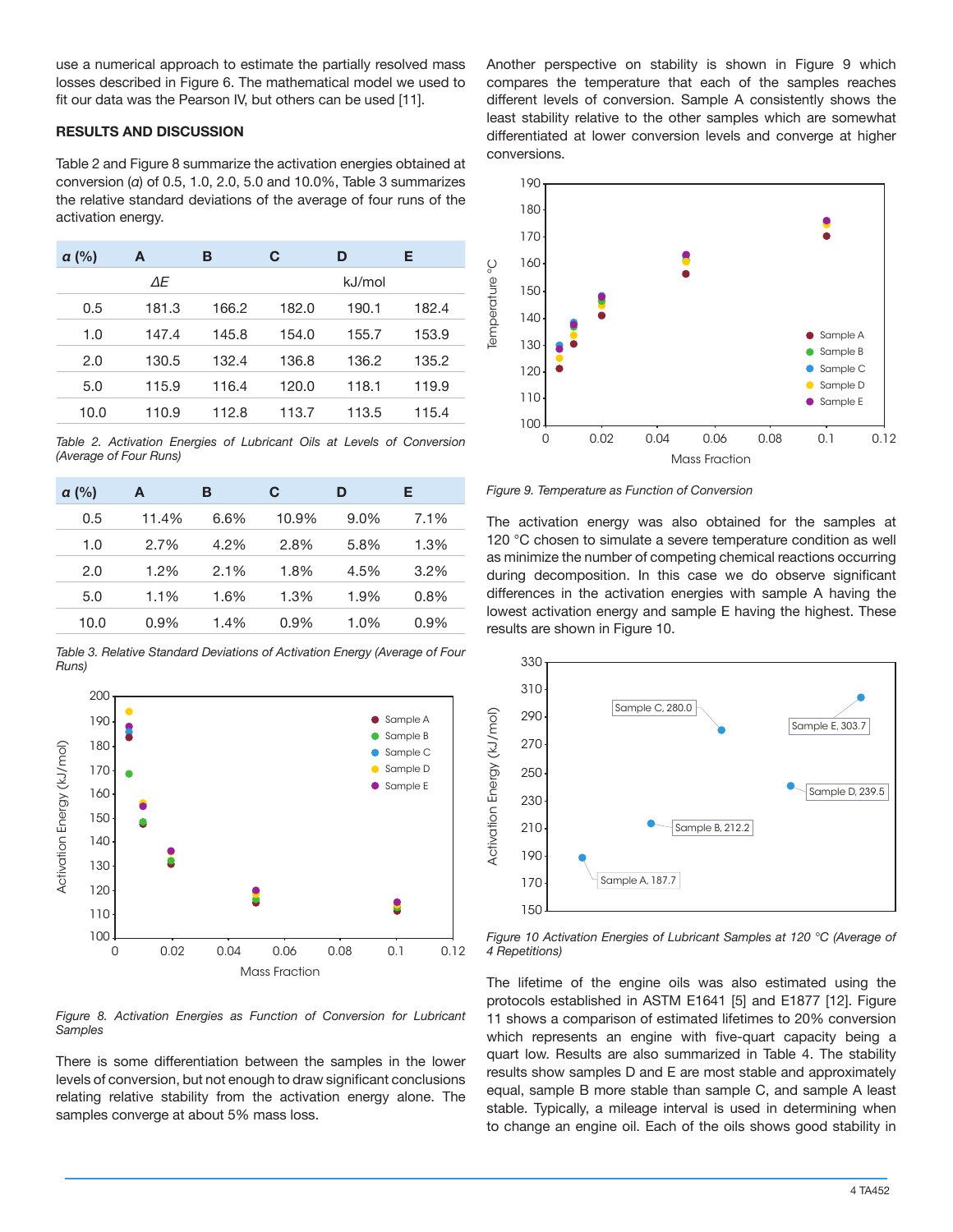use a numerical approach to estimate the partially resolved mass losses described in Figure 6. The mathematical model we used to fit our data was the Pearson IV, but others can be used [11].

## RESULTS AND DISCUSSION

Table 2 and Figure 8 summarize the activation energies obtained at conversion ($\alpha$) of 0.5, 1.0, 2.0, 5.0 and 10.0%, Table 3 summarizes the relative standard deviations of the average of four runs of the activation energy.

| $\alpha$ (%) | A | B | C | D | E |
|---|---|---|---|---|---|
| | $\Delta E$ | | | kJ/mol | |
| 0.5 | 181.3 | 166.2 | 182.0 | 190.1 | 182.4 |
| 1.0 | 147.4 | 145.8 | 154.0 | 155.7 | 153.9 |
| 2.0 | 130.5 | 132.4 | 136.8 | 136.2 | 135.2 |
| 5.0 | 115.9 | 116.4 | 120.0 | 118.1 | 119.9 |
| 10.0 | 110.9 | 112.8 | 113.7 | 113.5 | 115.4 |

*Table 2. Activation Energies of Lubricant Oils at Levels of Conversion (Average of Four Runs)*

| $\alpha$ (%) | A | B | C | D | E |
|---|---|---|---|---|---|
| 0.5 | 11.4% | 6.6% | 10.9% | 9.0% | 7.1% |
| 1.0 | 2.7% | 4.2% | 2.8% | 5.8% | 1.3% |
| 2.0 | 1.2% | 2.1% | 1.8% | 4.5% | 3.2% |
| 5.0 | 1.1% | 1.6% | 1.3% | 1.9% | 0.8% |
| 10.0 | 0.9% | 1.4% | 0.9% | 1.0% | 0.9% |

*Table 3. Relative Standard Deviations of Activation Energy (Average of Four Runs)*

*Figure 8. Activation Energies as Function of Conversion for Lubricant Samples*

There is some differentiation between the samples in the lower levels of conversion, but not enough to draw significant conclusions relating relative stability from the activation energy alone. The samples converge at about 5% mass loss.

Another perspective on stability is shown in Figure 9 which compares the temperature that each of the samples reaches different levels of conversion. Sample A consistently shows the least stability relative to the other samples which are somewhat differentiated at lower conversion levels and converge at higher conversions.

*Figure 9. Temperature as Function of Conversion*

The activation energy was also obtained for the samples at 120 °C chosen to simulate a severe temperature condition as well as minimize the number of competing chemical reactions occurring during decomposition. In this case we do observe significant differences in the activation energies with sample A having the lowest activation energy and sample E having the highest. These results are shown in Figure 10.

*Figure 10 Activation Energies of Lubricant Samples at 120 °C (Average of 4 Repetitions)*

The lifetime of the engine oils was also estimated using the protocols established in ASTM E1641 [5] and E1877 [12]. Figure 11 shows a comparison of estimated lifetimes to 20% conversion which represents an engine with five-quart capacity being a quart low. Results are also summarized in Table 4. The stability results show samples D and E are most stable and approximately equal, sample B more stable than sample C, and sample A least stable. Typically, a mileage interval is used in determining when to change an engine oil. Each of the oils shows good stability in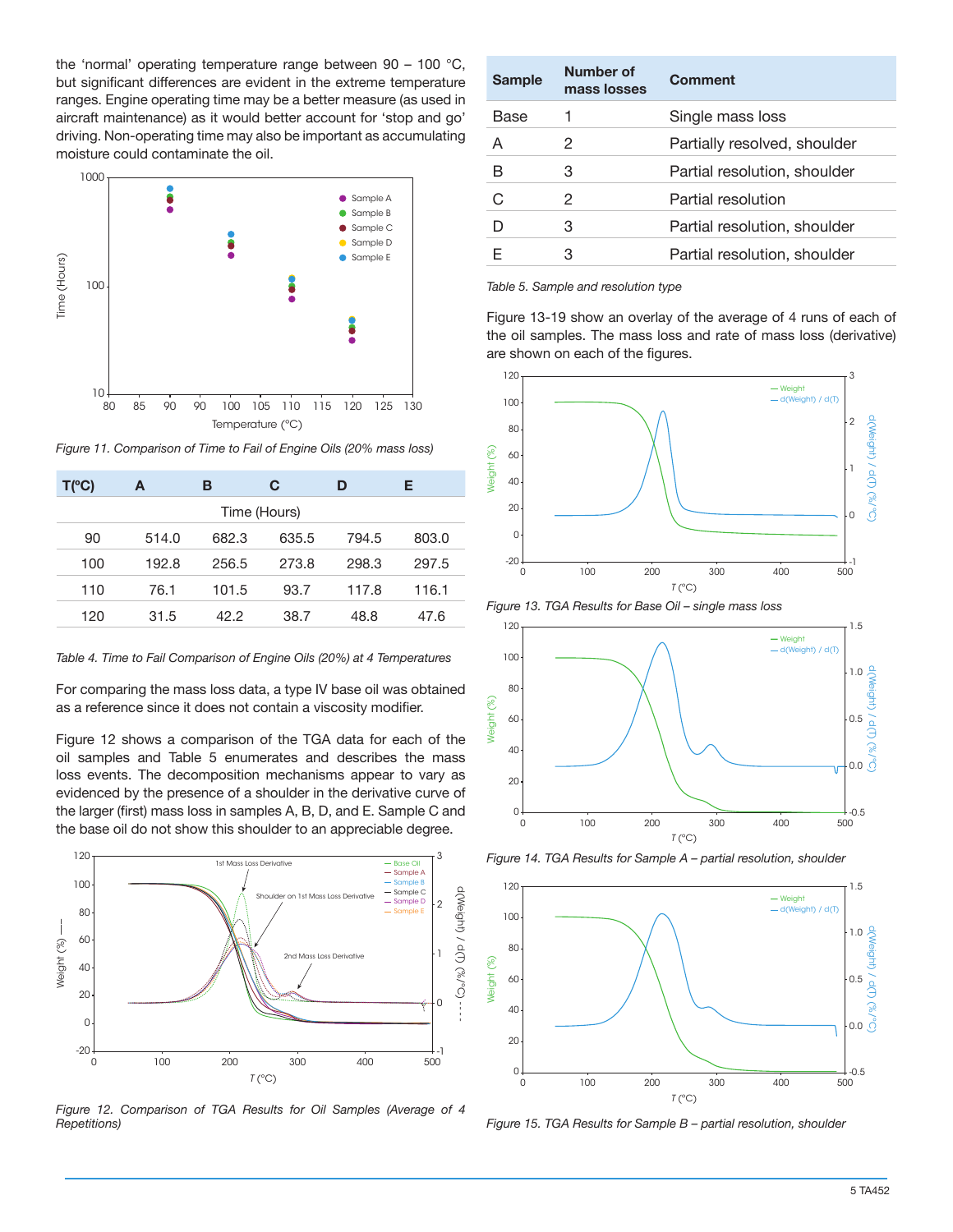the 'normal' operating temperature range between 90 – 100 °C, but significant differences are evident in the extreme temperature ranges. Engine operating time may be a better measure (as used in aircraft maintenance) as it would better account for 'stop and go' driving. Non-operating time may also be important as accumulating moisture could contaminate the oil.

*Figure 11. Comparison of Time to Fail of Engine Oils (20% mass loss)*

| T(°C) | A | B | C | D | E |
|---|---|---|---|---|---|
| | Time (Hours) | | | | |
| 90 | 514.0 | 682.3 | 635.5 | 794.5 | 803.0 |
| 100 | 192.8 | 256.5 | 273.8 | 298.3 | 297.5 |
| 110 | 76.1 | 101.5 | 93.7 | 117.8 | 116.1 |
| 120 | 31.5 | 42.2 | 38.7 | 48.8 | 47.6 |

*Table 4. Time to Fail Comparison of Engine Oils (20%) at 4 Temperatures*

For comparing the mass loss data, a type IV base oil was obtained as a reference since it does not contain a viscosity modifier.

Figure 12 shows a comparison of the TGA data for each of the oil samples and Table 5 enumerates and describes the mass loss events. The decomposition mechanisms appear to vary as evidenced by the presence of a shoulder in the derivative curve of the larger (first) mass loss in samples A, B, D, and E. Sample C and the base oil do not show this shoulder to an appreciable degree.

*Figure 12. Comparison of TGA Results for Oil Samples (Average of 4 Repetitions)*

| Sample | Number of mass losses | Comment |
|---|---|---|
| Base | 1 | Single mass loss |
| A | 2 | Partially resolved, shoulder |
| B | 3 | Partial resolution, shoulder |
| C | 2 | Partial resolution |
| D | 3 | Partial resolution, shoulder |
| E | 3 | Partial resolution, shoulder |

*Table 5. Sample and resolution type*

Figure 13-19 show an overlay of the average of 4 runs of each of the oil samples. The mass loss and rate of mass loss (derivative) are shown on each of the figures.

*Figure 13. TGA Results for Base Oil – single mass loss*

*Figure 14. TGA Results for Sample A – partial resolution, shoulder*

*Figure 15. TGA Results for Sample B – partial resolution, shoulder*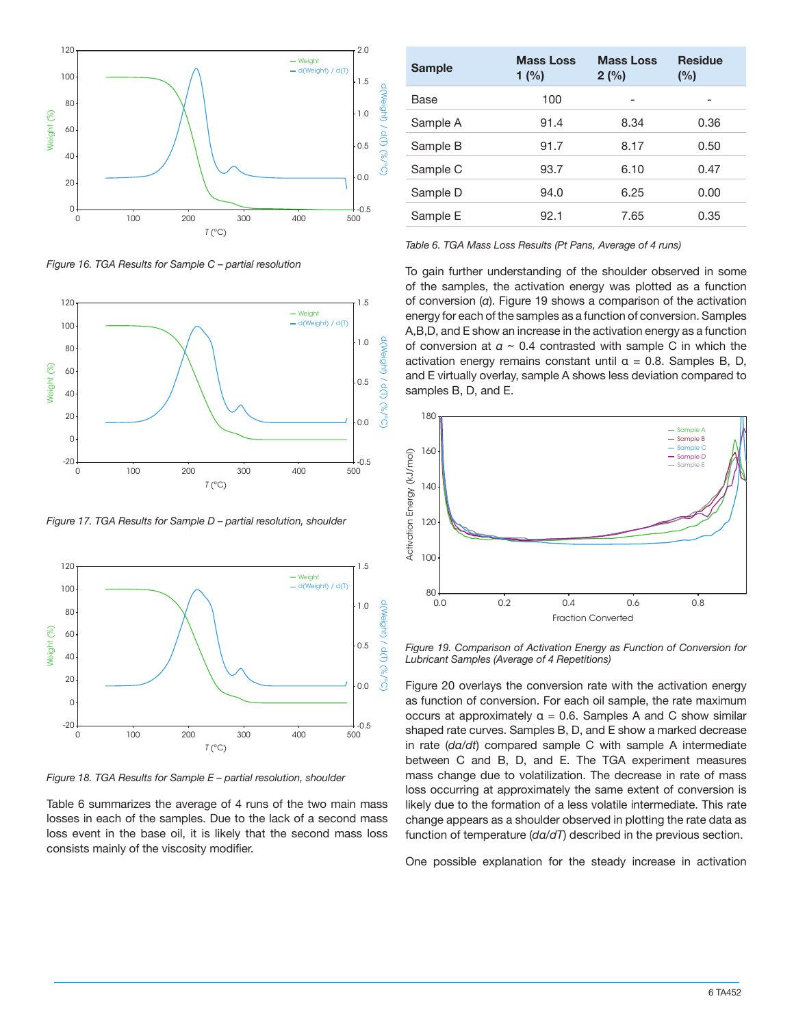Figure 16. TGA Results for Sample C – partial resolution

Figure 17. TGA Results for Sample D – partial resolution, shoulder

Figure 18. TGA Results for Sample E – partial resolution, shoulder

Table 6 summarizes the average of 4 runs of the two main mass losses in each of the samples. Due to the lack of a second mass loss event in the base oil, it is likely that the second mass loss consists mainly of the viscosity modifier.

| Sample | Mass Loss 1 (%) | Mass Loss 2 (%) | Residue (%) |
|---|---|---|---|
| Base | 100 | - | - |
| Sample A | 91.4 | 8.34 | 0.36 |
| Sample B | 91.7 | 8.17 | 0.50 |
| Sample C | 93.7 | 6.10 | 0.47 |
| Sample D | 94.0 | 6.25 | 0.00 |
| Sample E | 92.1 | 7.65 | 0.35 |

*Table 6. TGA Mass Loss Results (Pt Pans, Average of 4 runs)*

To gain further understanding of the shoulder observed in some of the samples, the activation energy was plotted as a function of conversion ($\alpha$). Figure 19 shows a comparison of the activation energy for each of the samples as a function of conversion. Samples A,B,D, and E show an increase in the activation energy as a function of conversion at $\alpha$ ~ 0.4 contrasted with sample C in which the activation energy remains constant until $\alpha$ = 0.8. Samples B, D, and E virtually overlay, sample A shows less deviation compared to samples B, D, and E.

*Figure 19. Comparison of Activation Energy as Function of Conversion for Lubricant Samples (Average of 4 Repetitions)*

Figure 20 overlays the conversion rate with the activation energy as function of conversion. For each oil sample, the rate maximum occurs at approximately $\alpha$ = 0.6. Samples A and C show similar shaped rate curves. Samples B, D, and E show a marked decrease in rate ($d\alpha/dt$) compared sample C with sample A intermediate between C and B, D, and E. The TGA experiment measures mass change due to volatilization. The decrease in rate of mass loss occurring at approximately the same extent of conversion is likely due to the formation of a less volatile intermediate. This rate change appears as a shoulder observed in plotting the rate data as function of temperature ($d\alpha/dT$) described in the previous section.

One possible explanation for the steady increase in activation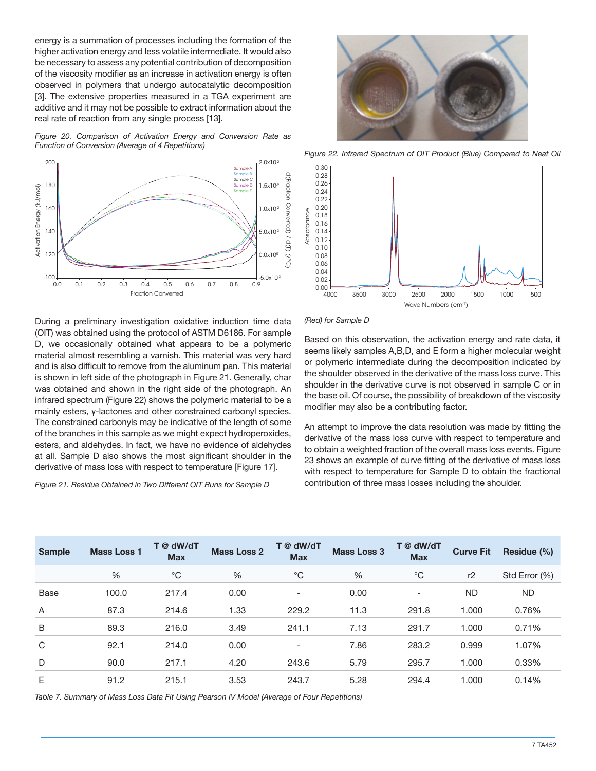energy is a summation of processes including the formation of the higher activation energy and less volatile intermediate. It would also be necessary to assess any potential contribution of decomposition of the viscosity modifier as an increase in activation energy is often observed in polymers that undergo autocatalytic decomposition [3]. The extensive properties measured in a TGA experiment are additive and it may not be possible to extract information about the real rate of reaction from any single process [13].

*Figure 20. Comparison of Activation Energy and Conversion Rate as Function of Conversion (Average of 4 Repetitions)*

During a preliminary investigation oxidative induction time data (OIT) was obtained using the protocol of ASTM D6186. For sample D, we occasionally obtained what appears to be a polymeric material almost resembling a varnish. This material was very hard and is also difficult to remove from the aluminum pan. This material is shown in left side of the photograph in Figure 21. Generally, char was obtained and shown in the right side of the photograph. An infrared spectrum (Figure 22) shows the polymeric material to be a mainly esters, γ-lactones and other constrained carbonyl species. The constrained carbonyls may be indicative of the length of some of the branches in this sample as we might expect hydroperoxides, esters, and aldehydes. In fact, we have no evidence of aldehydes at all. Sample D also shows the most significant shoulder in the derivative of mass loss with respect to temperature [Figure 17].

*Figure 21. Residue Obtained in Two Different OIT Runs for Sample D*

*Figure 22. Infrared Spectrum of OIT Product (Blue) Compared to Neat Oil (Red) for Sample D*

Based on this observation, the activation energy and rate data, it seems likely samples A,B,D, and E form a higher molecular weight or polymeric intermediate during the decomposition indicated by the shoulder observed in the derivative of the mass loss curve. This shoulder in the derivative curve is not observed in sample C or in the base oil. Of course, the possibility of breakdown of the viscosity modifier may also be a contributing factor.

An attempt to improve the data resolution was made by fitting the derivative of the mass loss curve with respect to temperature and to obtain a weighted fraction of the overall mass loss events. Figure 23 shows an example of curve fitting of the derivative of mass loss with respect to temperature for Sample D to obtain the fractional contribution of three mass losses including the shoulder.

| Sample | Mass Loss 1 | T @ dW/dT Max | Mass Loss 2 | T @ dW/dT Max | Mass Loss 3 | T @ dW/dT Max | Curve Fit | Residue (%) |
|---|---|---|---|---|---|---|---|---|
| | % | °C | % | °C | % | °C | r2 | Std Error (%) |
| Base | 100.0 | 217.4 | 0.00 | - | 0.00 | - | ND | ND |
| A | 87.3 | 214.6 | 1.33 | 229.2 | 11.3 | 291.8 | 1.000 | 0.76% |
| B | 89.3 | 216.0 | 3.49 | 241.1 | 7.13 | 291.7 | 1.000 | 0.71% |
| C | 92.1 | 214.0 | 0.00 | - | 7.86 | 283.2 | 0.999 | 1.07% |
| D | 90.0 | 217.1 | 4.20 | 243.6 | 5.79 | 295.7 | 1.000 | 0.33% |
| E | 91.2 | 215.1 | 3.53 | 243.7 | 5.28 | 294.4 | 1.000 | 0.14% |

*Table 7. Summary of Mass Loss Data Fit Using Pearson IV Model (Average of Four Repetitions)*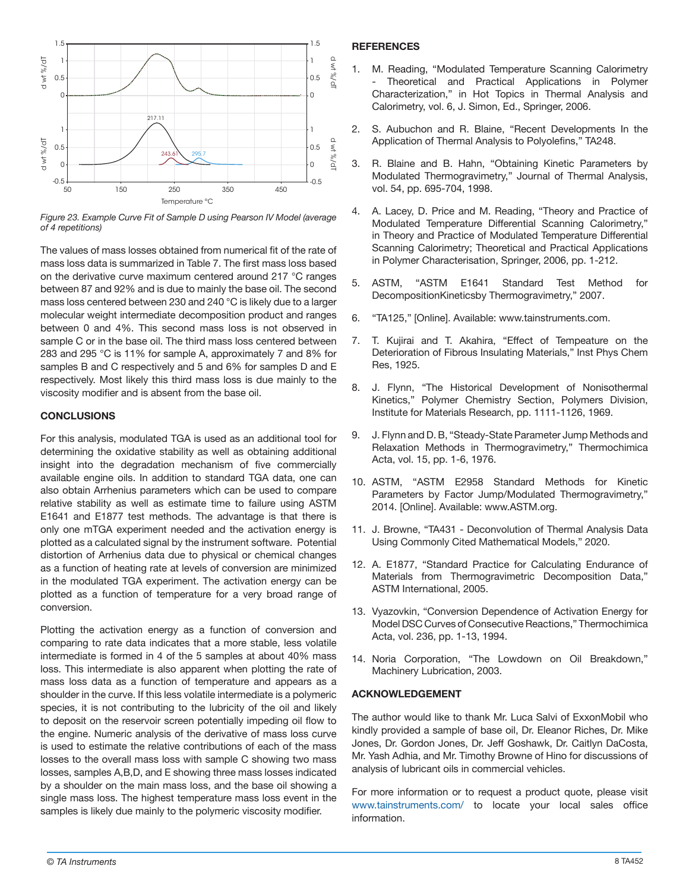1.5
1
0.5
0
d wt %/dT
d wt %/dT

217.11
243.61
295.7
1
0.5
0
-0.5
d wt %/dT
d wt %/dT
50
150
250
350
450
Temperature °C

*Figure 23. Example Curve Fit of Sample D using Pearson IV Model (average of 4 repetitions)*

The values of mass losses obtained from numerical fit of the rate of mass loss data is summarized in Table 7. The first mass loss based on the derivative curve maximum centered around 217 °C ranges between 87 and 92% and is due to mainly the base oil. The second mass loss centered between 230 and 240 °C is likely due to a larger molecular weight intermediate decomposition product and ranges between 0 and 4%. This second mass loss is not observed in sample C or in the base oil. The third mass loss centered between 283 and 295 °C is 11% for sample A, approximately 7 and 8% for samples B and C respectively and 5 and 6% for samples D and E respectively. Most likely this third mass loss is due mainly to the viscosity modifier and is absent from the base oil.

## CONCLUSIONS

For this analysis, modulated TGA is used as an additional tool for determining the oxidative stability as well as obtaining additional insight into the degradation mechanism of five commercially available engine oils. In addition to standard TGA data, one can also obtain Arrhenius parameters which can be used to compare relative stability as well as estimate time to failure using ASTM E1641 and E1877 test methods. The advantage is that there is only one mTGA experiment needed and the activation energy is plotted as a calculated signal by the instrument software. Potential distortion of Arrhenius data due to physical or chemical changes as a function of heating rate at levels of conversion are minimized in the modulated TGA experiment. The activation energy can be plotted as a function of temperature for a very broad range of conversion.

Plotting the activation energy as a function of conversion and comparing to rate data indicates that a more stable, less volatile intermediate is formed in 4 of the 5 samples at about 40% mass loss. This intermediate is also apparent when plotting the rate of mass loss data as a function of temperature and appears as a shoulder in the curve. If this less volatile intermediate is a polymeric species, it is not contributing to the lubricity of the oil and likely to deposit on the reservoir screen potentially impeding oil flow to the engine. Numeric analysis of the derivative of mass loss curve is used to estimate the relative contributions of each of the mass losses to the overall mass loss with sample C showing two mass losses, samples A,B,D, and E showing three mass losses indicated by a shoulder on the main mass loss, and the base oil showing a single mass loss. The highest temperature mass loss event in the samples is likely due mainly to the polymeric viscosity modifier.

## REFERENCES

1. M. Reading, "Modulated Temperature Scanning Calorimetry - Theoretical and Practical Applications in Polymer Characterization," in Hot Topics in Thermal Analysis and Calorimetry, vol. 6, J. Simon, Ed., Springer, 2006.
2. S. Aubuchon and R. Blaine, "Recent Developments In the Application of Thermal Analysis to Polyolefins," TA248.
3. R. Blaine and B. Hahn, "Obtaining Kinetic Parameters by Modulated Thermogravimetry," Journal of Thermal Analysis, vol. 54, pp. 695-704, 1998.
4. A. Lacey, D. Price and M. Reading, "Theory and Practice of Modulated Temperature Differential Scanning Calorimetry," in Theory and Practice of Modulated Temperature Differential Scanning Calorimetry; Theoretical and Practical Applications in Polymer Characterisation, Springer, 2006, pp. 1-212.
5. ASTM, "ASTM E1641 Standard Test Method for DecompositionKineticsby Thermogravimetry," 2007.
6. "TA125," [Online]. Available: www.tainstruments.com.
7. T. Kujirai and T. Akahira, "Effect of Tempeature on the Deterioration of Fibrous Insulating Materials," Inst Phys Chem Res, 1925.
8. J. Flynn, "The Historical Development of Nonisothermal Kinetics," Polymer Chemistry Section, Polymers Division, Institute for Materials Research, pp. 1111-1126, 1969.
9. J. Flynn and D. B, "Steady-State Parameter Jump Methods and Relaxation Methods in Thermogravimetry," Thermochimica Acta, vol. 15, pp. 1-6, 1976.
10. ASTM, "ASTM E2958 Standard Methods for Kinetic Parameters by Factor Jump/Modulated Thermogravimetry," 2014. [Online]. Available: www.ASTM.org.
11. J. Browne, "TA431 - Deconvolution of Thermal Analysis Data Using Commonly Cited Mathematical Models," 2020.
12. A. E1877, "Standard Practice for Calculating Endurance of Materials from Thermogravimetric Decomposition Data," ASTM International, 2005.
13. Vyazovkin, "Conversion Dependence of Activation Energy for Model DSC Curves of Consecutive Reactions," Thermochimica Acta, vol. 236, pp. 1-13, 1994.
14. Noria Corporation, "The Lowdown on Oil Breakdown," Machinery Lubrication, 2003.

## ACKNOWLEDGEMENT

The author would like to thank Mr. Luca Salvi of ExxonMobil who kindly provided a sample of base oil, Dr. Eleanor Riches, Dr. Mike Jones, Dr. Gordon Jones, Dr. Jeff Goshawk, Dr. Caitlyn DaCosta, Mr. Yash Adhia, and Mr. Timothy Browne of Hino for discussions of analysis of lubricant oils in commercial vehicles.

For more information or to request a product quote, please visit www.tainstruments.com/ to locate your local sales office information.